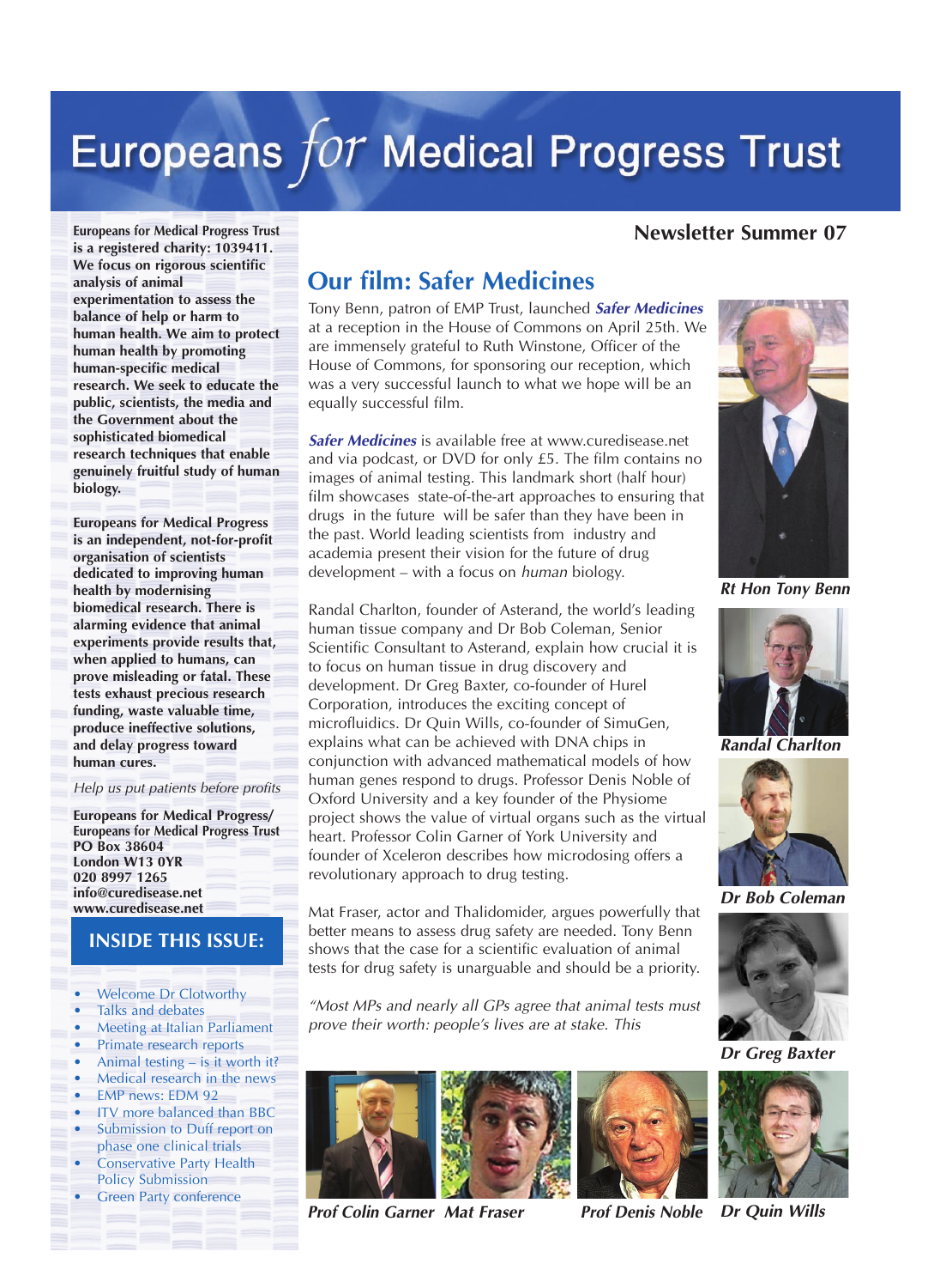# Europeans *for* Medical Progress Trust

**Newsletter Summer 07**

**Europeans for Medical Progress Trust is a registered charity: 1039411. We focus on rigorous scientific analysis of animal experimentation to assess the balance of help or harm to human health. We aim to protect human health by promoting human-specific medical research. We seek to educate the public, scientists, the media and the Government about the sophisticated biomedical research techniques that enable genuinely fruitful study of human biology.**

**Europeans for Medical Progress is an independent, not-for-profit organisation of scientists dedicated to improving human health by modernising biomedical research. There is alarming evidence that animal experiments provide results that, when applied to humans, can prove misleading or fatal. These tests exhaust precious research funding, waste valuable time, produce ineffective solutions, and delay progress toward human cures.**

*Help us put patients before profits*

**Europeans for Medical Progress/**
**Europeans for Medical Progress Trust**
**PO Box 38604**
**London W13 0YR**
**020 8997 1265**
**info@curedisease.net**
**www.curedisease.net**

## INSIDE THIS ISSUE:

- Welcome Dr Clotworthy
- Talks and debates
- Meeting at Italian Parliament
- Primate research reports
- Animal testing – is it worth it?
- Medical research in the news
- EMP news: EDM 92
- ITV more balanced than BBC
- Submission to Duff report on phase one clinical trials
- Conservative Party Health Policy Submission
- Green Party conference

## Our film: Safer Medicines

Tony Benn, patron of EMP Trust, launched ***Safer Medicines*** at a reception in the House of Commons on April 25th. We are immensely grateful to Ruth Winstone, Officer of the House of Commons, for sponsoring our reception, which was a very successful launch to what we hope will be an equally successful film.

***Safer Medicines*** is available free at www.curedisease.net and via podcast, or DVD for only £5. The film contains no images of animal testing. This landmark short (half hour) film showcases state-of-the-art approaches to ensuring that drugs in the future will be safer than they have been in the past. World leading scientists from industry and academia present their vision for the future of drug development – with a focus on *human* biology.

Randal Charlton, founder of Asterand, the world's leading human tissue company and Dr Bob Coleman, Senior Scientific Consultant to Asterand, explain how crucial it is to focus on human tissue in drug discovery and development. Dr Greg Baxter, co-founder of Hurel Corporation, introduces the exciting concept of microfluidics. Dr Quin Wills, co-founder of SimuGen, explains what can be achieved with DNA chips in conjunction with advanced mathematical models of how human genes respond to drugs. Professor Denis Noble of Oxford University and a key founder of the Physiome project shows the value of virtual organs such as the virtual heart. Professor Colin Garner of York University and founder of Xceleron describes how microdosing offers a revolutionary approach to drug testing.

Mat Fraser, actor and Thalidomider, argues powerfully that better means to assess drug safety are needed. Tony Benn shows that the case for a scientific evaluation of animal tests for drug safety is unarguable and should be a priority.

*"Most MPs and nearly all GPs agree that animal tests must prove their worth: people's lives are at stake. This*

*Rt Hon Tony Benn*

*Randal Charlton*

*Dr Bob Coleman*

*Dr Greg Baxter*

*Prof Colin Garner* *Mat Fraser* *Prof Denis Noble* *Dr Quin Wills*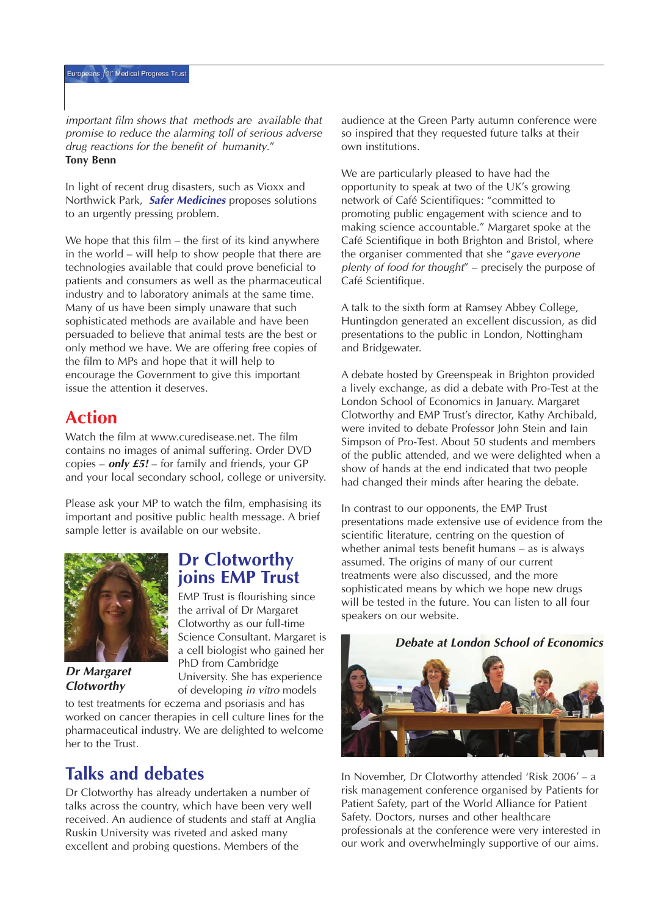*important film shows that methods are available that promise to reduce the alarming toll of serious adverse drug reactions for the benefit of humanity."*
**Tony Benn**

In light of recent drug disasters, such as Vioxx and Northwick Park, ***Safer Medicines*** proposes solutions to an urgently pressing problem.

We hope that this film – the first of its kind anywhere in the world – will help to show people that there are technologies available that could prove beneficial to patients and consumers as well as the pharmaceutical industry and to laboratory animals at the same time. Many of us have been simply unaware that such sophisticated methods are available and have been persuaded to believe that animal tests are the best or only method we have. We are offering free copies of the film to MPs and hope that it will help to encourage the Government to give this important issue the attention it deserves.

## Action

Watch the film at www.curedisease.net. The film contains no images of animal suffering. Order DVD copies – ***only £5!*** – for family and friends, your GP and your local secondary school, college or university.

Please ask your MP to watch the film, emphasising its important and positive public health message. A brief sample letter is available on our website.

## Dr Clotworthy joins EMP Trust

***Dr Margaret Clotworthy***

EMP Trust is flourishing since the arrival of Dr Margaret Clotworthy as our full-time Science Consultant. Margaret is a cell biologist who gained her PhD from Cambridge University. She has experience of developing *in vitro* models to test treatments for eczema and psoriasis and has worked on cancer therapies in cell culture lines for the pharmaceutical industry. We are delighted to welcome her to the Trust.

## Talks and debates

Dr Clotworthy has already undertaken a number of talks across the country, which have been very well received. An audience of students and staff at Anglia Ruskin University was riveted and asked many excellent and probing questions. Members of the audience at the Green Party autumn conference were so inspired that they requested future talks at their own institutions.

We are particularly pleased to have had the opportunity to speak at two of the UK's growing network of Café Scientifiques: "committed to promoting public engagement with science and to making science accountable." Margaret spoke at the Café Scientifique in both Brighton and Bristol, where the organiser commented that she "*gave everyone plenty of food for thought*" – precisely the purpose of Café Scientifique.

A talk to the sixth form at Ramsey Abbey College, Huntingdon generated an excellent discussion, as did presentations to the public in London, Nottingham and Bridgewater.

A debate hosted by Greenspeak in Brighton provided a lively exchange, as did a debate with Pro-Test at the London School of Economics in January. Margaret Clotworthy and EMP Trust's director, Kathy Archibald, were invited to debate Professor John Stein and Iain Simpson of Pro-Test. About 50 students and members of the public attended, and we were delighted when a show of hands at the end indicated that two people had changed their minds after hearing the debate.

In contrast to our opponents, the EMP Trust presentations made extensive use of evidence from the scientific literature, centring on the question of whether animal tests benefit humans – as is always assumed. The origins of many of our current treatments were also discussed, and the more sophisticated means by which we hope new drugs will be tested in the future. You can listen to all four speakers on our website.

***Debate at London School of Economics***

In November, Dr Clotworthy attended 'Risk 2006' – a risk management conference organised by Patients for Patient Safety, part of the World Alliance for Patient Safety. Doctors, nurses and other healthcare professionals at the conference were very interested in our work and overwhelmingly supportive of our aims.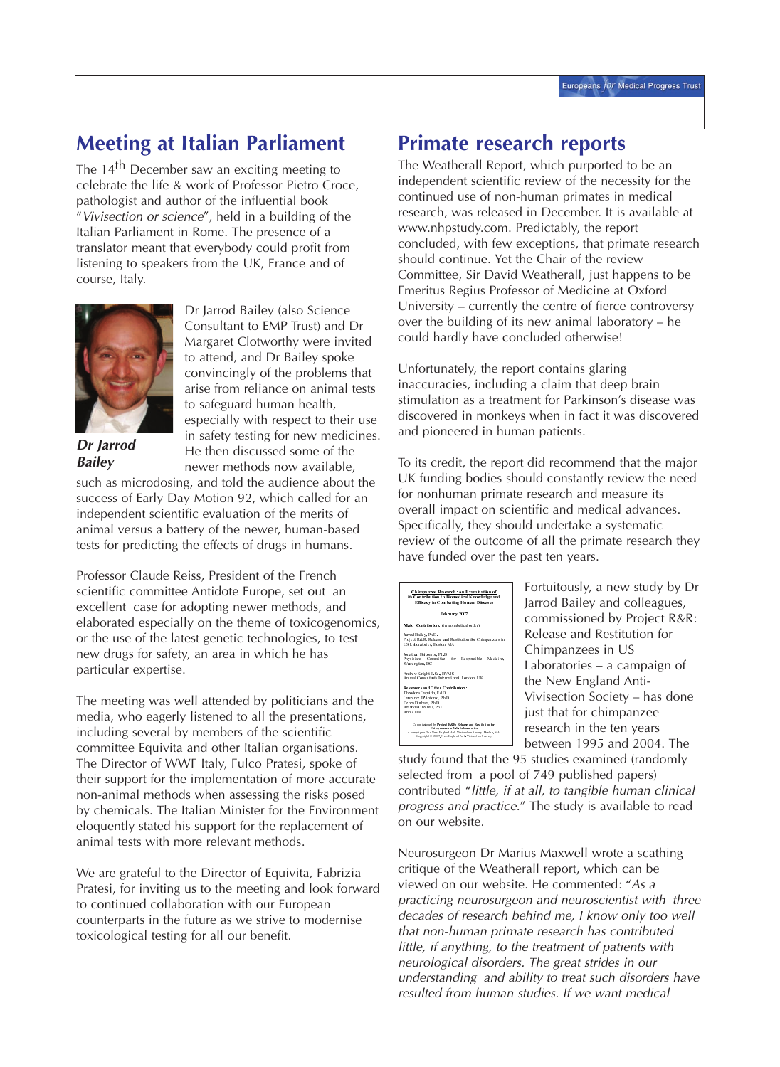## Meeting at Italian Parliament

The 14th December saw an exciting meeting to celebrate the life & work of Professor Pietro Croce, pathologist and author of the influential book "*Vivisection or science*", held in a building of the Italian Parliament in Rome. The presence of a translator meant that everybody could profit from listening to speakers from the UK, France and of course, Italy.

***Dr Jarrod Bailey***

Dr Jarrod Bailey (also Science Consultant to EMP Trust) and Dr Margaret Clotworthy were invited to attend, and Dr Bailey spoke convincingly of the problems that arise from reliance on animal tests to safeguard human health, especially with respect to their use in safety testing for new medicines. He then discussed some of the newer methods now available, such as microdosing, and told the audience about the success of Early Day Motion 92, which called for an independent scientific evaluation of the merits of animal versus a battery of the newer, human-based tests for predicting the effects of drugs in humans.

Professor Claude Reiss, President of the French scientific committee Antidote Europe, set out an excellent case for adopting newer methods, and elaborated especially on the theme of toxicogenomics, or the use of the latest genetic technologies, to test new drugs for safety, an area in which he has particular expertise.

The meeting was well attended by politicians and the media, who eagerly listened to all the presentations, including several by members of the scientific committee Equivita and other Italian organisations. The Director of WWF Italy, Fulco Pratesi, spoke of their support for the implementation of more accurate non-animal methods when assessing the risks posed by chemicals. The Italian Minister for the Environment eloquently stated his support for the replacement of animal tests with more relevant methods.

We are grateful to the Director of Equivita, Fabrizia Pratesi, for inviting us to the meeting and look forward to continued collaboration with our European counterparts in the future as we strive to modernise toxicological testing for all our benefit.

## Primate research reports

The Weatherall Report, which purported to be an independent scientific review of the necessity for the continued use of non-human primates in medical research, was released in December. It is available at www.nhpstudy.com. Predictably, the report concluded, with few exceptions, that primate research should continue. Yet the Chair of the review Committee, Sir David Weatherall, just happens to be Emeritus Regius Professor of Medicine at Oxford University – currently the centre of fierce controversy over the building of its new animal laboratory – he could hardly have concluded otherwise!

Unfortunately, the report contains glaring inaccuracies, including a claim that deep brain stimulation as a treatment for Parkinson's disease was discovered in monkeys when in fact it was discovered and pioneered in human patients.

To its credit, the report did recommend that the major UK funding bodies should constantly review the need for nonhuman primate research and measure its overall impact on scientific and medical advances. Specifically, they should undertake a systematic review of the outcome of all the primate research they have funded over the past ten years.

Fortuitously, a new study by Dr Jarrod Bailey and colleagues, commissioned by Project R&R: Release and Restitution for Chimpanzees in US Laboratories – a campaign of the New England Anti-Vivisection Society – has done just that for chimpanzee research in the ten years between 1995 and 2004. The study found that the 95 studies examined (randomly selected from a pool of 749 published papers) contributed "*little, if at all, to tangible human clinical progress and practice*." The study is available to read on our website.

Neurosurgeon Dr Marius Maxwell wrote a scathing critique of the Weatherall report, which can be viewed on our website. He commented: "*As a practicing neurosurgeon and neuroscientist with three decades of research behind me, I know only too well that non-human primate research has contributed little, if anything, to the treatment of patients with neurological disorders. The great strides in our understanding and ability to treat such disorders have resulted from human studies. If we want medical*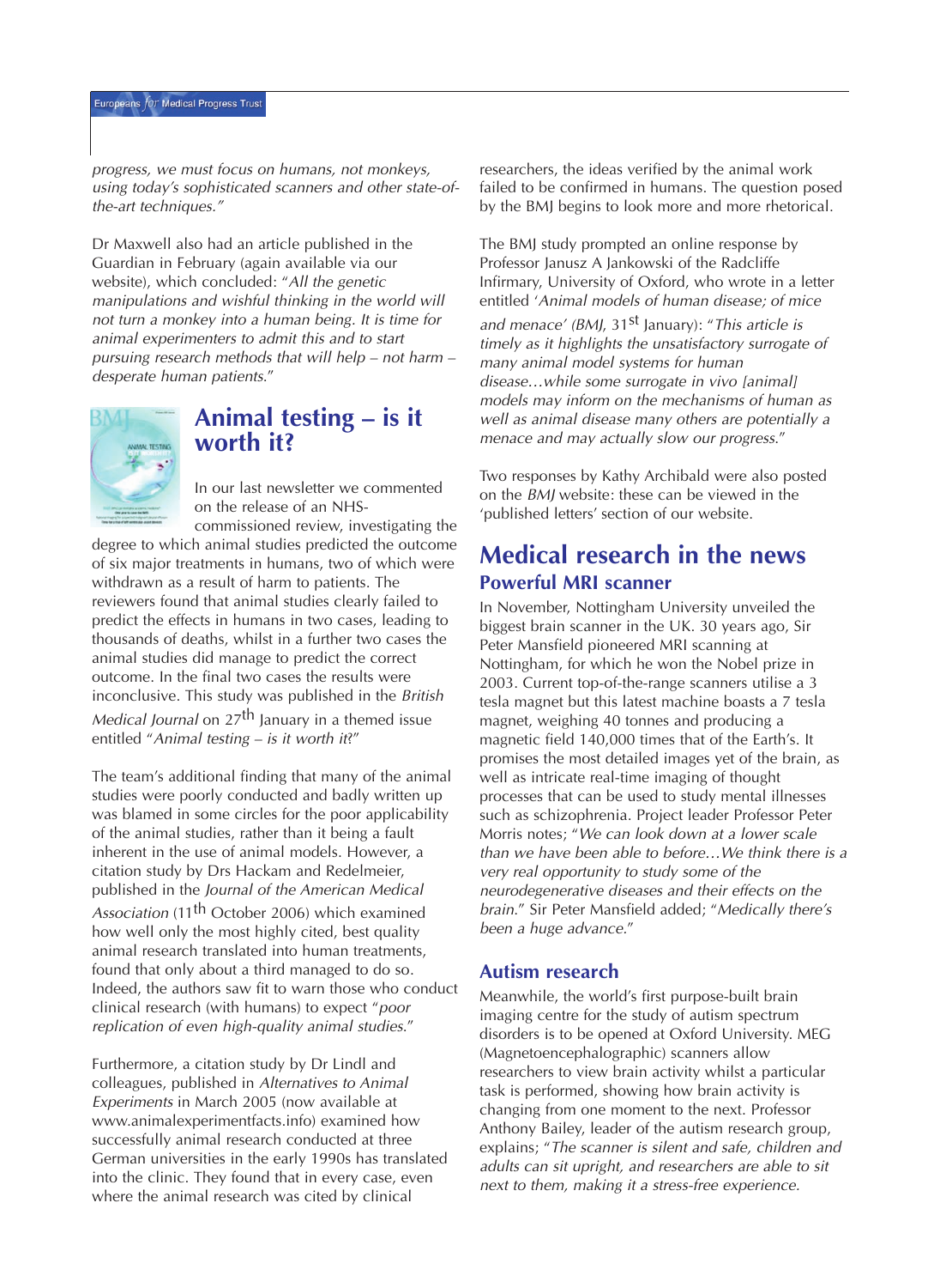*progress, we must focus on humans, not monkeys, using today's sophisticated scanners and other state-of-the-art techniques."*

Dr Maxwell also had an article published in the Guardian in February (again available via our website), which concluded: "*All the genetic manipulations and wishful thinking in the world will not turn a monkey into a human being. It is time for animal experimenters to admit this and to start pursuing research methods that will help – not harm – desperate human patients.*"

## Animal testing – is it worth it?

In our last newsletter we commented on the release of an NHS-commissioned review, investigating the degree to which animal studies predicted the outcome of six major treatments in humans, two of which were withdrawn as a result of harm to patients. The reviewers found that animal studies clearly failed to predict the effects in humans in two cases, leading to thousands of deaths, whilst in a further two cases the animal studies did manage to predict the correct outcome. In the final two cases the results were inconclusive. This study was published in the *British Medical Journal* on 27th January in a themed issue entitled "*Animal testing – is it worth it*?"

The team's additional finding that many of the animal studies were poorly conducted and badly written up was blamed in some circles for the poor applicability of the animal studies, rather than it being a fault inherent in the use of animal models. However, a citation study by Drs Hackam and Redelmeier, published in the *Journal of the American Medical Association* (11th October 2006) which examined how well only the most highly cited, best quality animal research translated into human treatments, found that only about a third managed to do so. Indeed, the authors saw fit to warn those who conduct clinical research (with humans) to expect "*poor replication of even high-quality animal studies.*"

Furthermore, a citation study by Dr Lindl and colleagues, published in *Alternatives to Animal Experiments* in March 2005 (now available at www.animalexperimentfacts.info) examined how successfully animal research conducted at three German universities in the early 1990s has translated into the clinic. They found that in every case, even where the animal research was cited by clinical researchers, the ideas verified by the animal work failed to be confirmed in humans. The question posed by the BMJ begins to look more and more rhetorical.

The BMJ study prompted an online response by Professor Janusz A Jankowski of the Radcliffe Infirmary, University of Oxford, who wrote in a letter entitled '*Animal models of human disease; of mice and menace' (BMJ*, 31st January): "*This article is timely as it highlights the unsatisfactory surrogate of many animal model systems for human disease…while some surrogate in vivo [animal] models may inform on the mechanisms of human as well as animal disease many others are potentially a menace and may actually slow our progress.*"

Two responses by Kathy Archibald were also posted on the *BMJ* website: these can be viewed in the 'published letters' section of our website.

## Medical research in the news

### Powerful MRI scanner

In November, Nottingham University unveiled the biggest brain scanner in the UK. 30 years ago, Sir Peter Mansfield pioneered MRI scanning at Nottingham, for which he won the Nobel prize in 2003. Current top-of-the-range scanners utilise a 3 tesla magnet but this latest machine boasts a 7 tesla magnet, weighing 40 tonnes and producing a magnetic field 140,000 times that of the Earth's. It promises the most detailed images yet of the brain, as well as intricate real-time imaging of thought processes that can be used to study mental illnesses such as schizophrenia. Project leader Professor Peter Morris notes; "*We can look down at a lower scale than we have been able to before…We think there is a very real opportunity to study some of the neurodegenerative diseases and their effects on the brain.*" Sir Peter Mansfield added; "*Medically there's been a huge advance.*"

### Autism research

Meanwhile, the world's first purpose-built brain imaging centre for the study of autism spectrum disorders is to be opened at Oxford University. MEG (Magnetoencephalographic) scanners allow researchers to view brain activity whilst a particular task is performed, showing how brain activity is changing from one moment to the next. Professor Anthony Bailey, leader of the autism research group, explains; "*The scanner is silent and safe, children and adults can sit upright, and researchers are able to sit next to them, making it a stress-free experience.*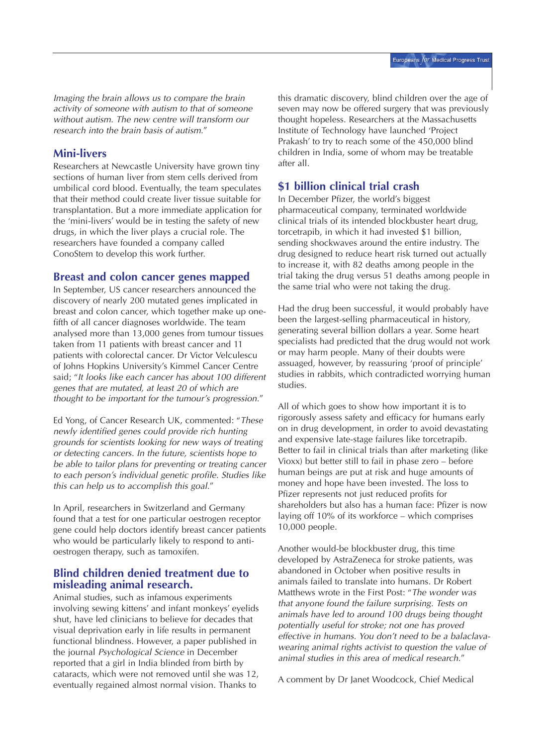*Imaging the brain allows us to compare the brain activity of someone with autism to that of someone without autism. The new centre will transform our research into the brain basis of autism.*"

## Mini-livers

Researchers at Newcastle University have grown tiny sections of human liver from stem cells derived from umbilical cord blood. Eventually, the team speculates that their method could create liver tissue suitable for transplantation. But a more immediate application for the 'mini-livers' would be in testing the safety of new drugs, in which the liver plays a crucial role. The researchers have founded a company called ConoStem to develop this work further.

## Breast and colon cancer genes mapped

In September, US cancer researchers announced the discovery of nearly 200 mutated genes implicated in breast and colon cancer, which together make up one-fifth of all cancer diagnoses worldwide. The team analysed more than 13,000 genes from tumour tissues taken from 11 patients with breast cancer and 11 patients with colorectal cancer. Dr Victor Velculescu of Johns Hopkins University's Kimmel Cancer Centre said; "*It looks like each cancer has about 100 different genes that are mutated, at least 20 of which are thought to be important for the tumour's progression.*"

Ed Yong, of Cancer Research UK, commented: "*These newly identified genes could provide rich hunting grounds for scientists looking for new ways of treating or detecting cancers. In the future, scientists hope to be able to tailor plans for preventing or treating cancer to each person's individual genetic profile. Studies like this can help us to accomplish this goal.*"

In April, researchers in Switzerland and Germany found that a test for one particular oestrogen receptor gene could help doctors identify breast cancer patients who would be particularly likely to respond to anti-oestrogen therapy, such as tamoxifen.

## Blind children denied treatment due to misleading animal research.

Animal studies, such as infamous experiments involving sewing kittens' and infant monkeys' eyelids shut, have led clinicians to believe for decades that visual deprivation early in life results in permanent functional blindness. However, a paper published in the journal *Psychological Science* in December reported that a girl in India blinded from birth by cataracts, which were not removed until she was 12, eventually regained almost normal vision. Thanks to this dramatic discovery, blind children over the age of seven may now be offered surgery that was previously thought hopeless. Researchers at the Massachusetts Institute of Technology have launched 'Project Prakash' to try to reach some of the 450,000 blind children in India, some of whom may be treatable after all.

## $1 billion clinical trial crash

In December Pfizer, the world's biggest pharmaceutical company, terminated worldwide clinical trials of its intended blockbuster heart drug, torcetrapib, in which it had invested $1 billion, sending shockwaves around the entire industry. The drug designed to reduce heart risk turned out actually to increase it, with 82 deaths among people in the trial taking the drug versus 51 deaths among people in the same trial who were not taking the drug.

Had the drug been successful, it would probably have been the largest-selling pharmaceutical in history, generating several billion dollars a year. Some heart specialists had predicted that the drug would not work or may harm people. Many of their doubts were assuaged, however, by reassuring 'proof of principle' studies in rabbits, which contradicted worrying human studies.

All of which goes to show how important it is to rigorously assess safety and efficacy for humans early on in drug development, in order to avoid devastating and expensive late-stage failures like torcetrapib. Better to fail in clinical trials than after marketing (like Vioxx) but better still to fail in phase zero – before human beings are put at risk and huge amounts of money and hope have been invested. The loss to Pfizer represents not just reduced profits for shareholders but also has a human face: Pfizer is now laying off 10% of its workforce – which comprises 10,000 people.

Another would-be blockbuster drug, this time developed by AstraZeneca for stroke patients, was abandoned in October when positive results in animals failed to translate into humans. Dr Robert Matthews wrote in the First Post: "*The wonder was that anyone found the failure surprising. Tests on animals have led to around 100 drugs being thought potentially useful for stroke; not one has proved effective in humans. You don't need to be a balaclava-wearing animal rights activist to question the value of animal studies in this area of medical research.*"

A comment by Dr Janet Woodcock, Chief Medical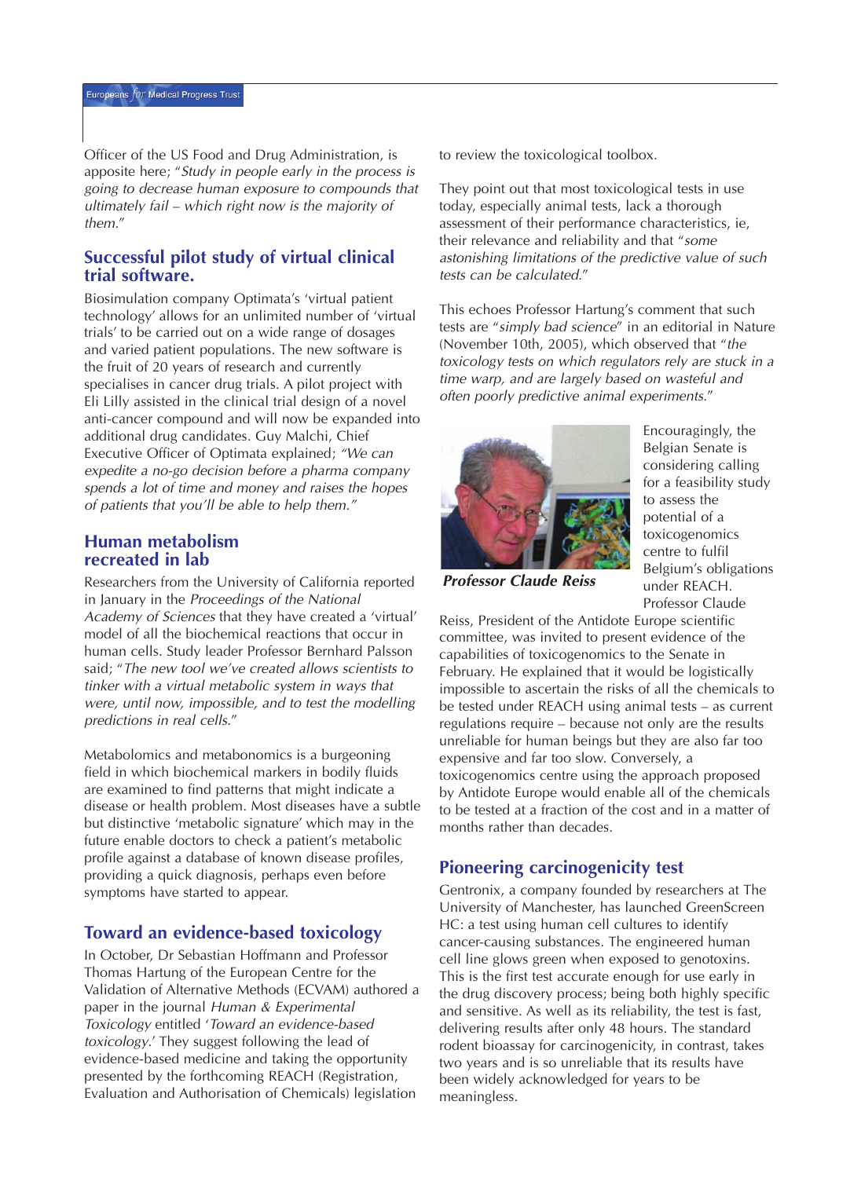Officer of the US Food and Drug Administration, is apposite here; "*Study in people early in the process is going to decrease human exposure to compounds that ultimately fail – which right now is the majority of them.*"

## Successful pilot study of virtual clinical trial software.

Biosimulation company Optimata's 'virtual patient technology' allows for an unlimited number of 'virtual trials' to be carried out on a wide range of dosages and varied patient populations. The new software is the fruit of 20 years of research and currently specialises in cancer drug trials. A pilot project with Eli Lilly assisted in the clinical trial design of a novel anti-cancer compound and will now be expanded into additional drug candidates. Guy Malchi, Chief Executive Officer of Optimata explained; *"We can expedite a no-go decision before a pharma company spends a lot of time and money and raises the hopes of patients that you'll be able to help them."*

## Human metabolism recreated in lab

Researchers from the University of California reported in January in the *Proceedings of the National Academy of Sciences* that they have created a 'virtual' model of all the biochemical reactions that occur in human cells. Study leader Professor Bernhard Palsson said; "*The new tool we've created allows scientists to tinker with a virtual metabolic system in ways that were, until now, impossible, and to test the modelling predictions in real cells.*"

Metabolomics and metabonomics is a burgeoning field in which biochemical markers in bodily fluids are examined to find patterns that might indicate a disease or health problem. Most diseases have a subtle but distinctive 'metabolic signature' which may in the future enable doctors to check a patient's metabolic profile against a database of known disease profiles, providing a quick diagnosis, perhaps even before symptoms have started to appear.

## Toward an evidence-based toxicology

In October, Dr Sebastian Hoffmann and Professor Thomas Hartung of the European Centre for the Validation of Alternative Methods (ECVAM) authored a paper in the journal *Human & Experimental Toxicology* entitled '*Toward an evidence-based toxicology*.' They suggest following the lead of evidence-based medicine and taking the opportunity presented by the forthcoming REACH (Registration, Evaluation and Authorisation of Chemicals) legislation to review the toxicological toolbox.

They point out that most toxicological tests in use today, especially animal tests, lack a thorough assessment of their performance characteristics, ie, their relevance and reliability and that "*some astonishing limitations of the predictive value of such tests can be calculated.*"

This echoes Professor Hartung's comment that such tests are "*simply bad science*" in an editorial in Nature (November 10th, 2005), which observed that "*the toxicology tests on which regulators rely are stuck in a time warp, and are largely based on wasteful and often poorly predictive animal experiments.*"

***Professor Claude Reiss***

Encouragingly, the Belgian Senate is considering calling for a feasibility study to assess the potential of a toxicogenomics centre to fulfil Belgium's obligations under REACH. Professor Claude Reiss, President of the Antidote Europe scientific committee, was invited to present evidence of the capabilities of toxicogenomics to the Senate in February. He explained that it would be logistically impossible to ascertain the risks of all the chemicals to be tested under REACH using animal tests – as current regulations require – because not only are the results unreliable for human beings but they are also far too expensive and far too slow. Conversely, a toxicogenomics centre using the approach proposed by Antidote Europe would enable all of the chemicals to be tested at a fraction of the cost and in a matter of months rather than decades.

## Pioneering carcinogenicity test

Gentronix, a company founded by researchers at The University of Manchester, has launched GreenScreen HC: a test using human cell cultures to identify cancer-causing substances. The engineered human cell line glows green when exposed to genotoxins. This is the first test accurate enough for use early in the drug discovery process; being both highly specific and sensitive. As well as its reliability, the test is fast, delivering results after only 48 hours. The standard rodent bioassay for carcinogenicity, in contrast, takes two years and is so unreliable that its results have been widely acknowledged for years to be meaningless.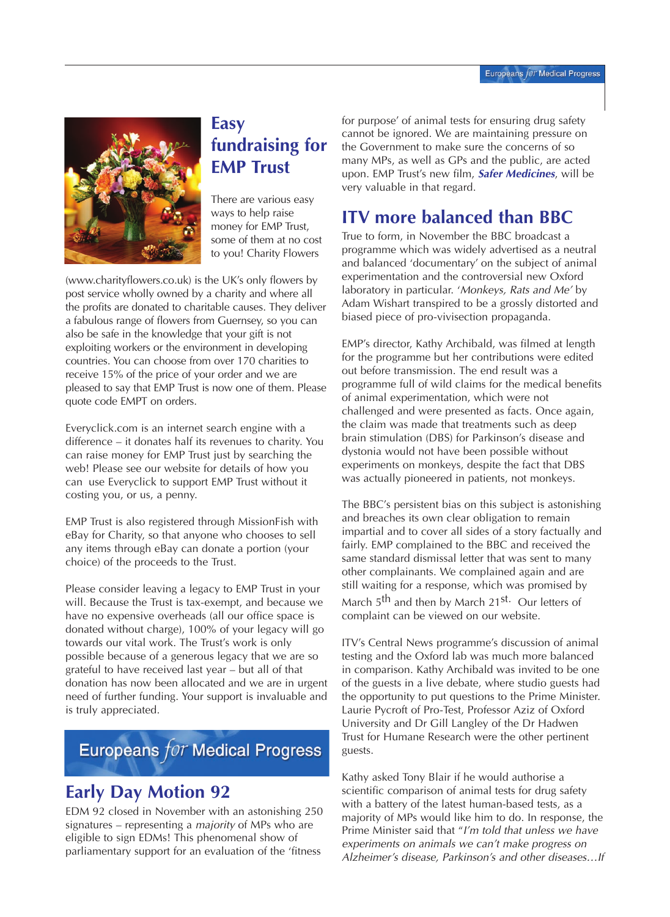## Easy fundraising for EMP Trust

There are various easy ways to help raise money for EMP Trust, some of them at no cost to you! Charity Flowers (www.charityflowers.co.uk) is the UK's only flowers by post service wholly owned by a charity and where all the profits are donated to charitable causes. They deliver a fabulous range of flowers from Guernsey, so you can also be safe in the knowledge that your gift is not exploiting workers or the environment in developing countries. You can choose from over 170 charities to receive 15% of the price of your order and we are pleased to say that EMP Trust is now one of them. Please quote code EMPT on orders.

Everyclick.com is an internet search engine with a difference – it donates half its revenues to charity. You can raise money for EMP Trust just by searching the web! Please see our website for details of how you can use Everyclick to support EMP Trust without it costing you, or us, a penny.

EMP Trust is also registered through MissionFish with eBay for Charity, so that anyone who chooses to sell any items through eBay can donate a portion (your choice) of the proceeds to the Trust.

Please consider leaving a legacy to EMP Trust in your will. Because the Trust is tax-exempt, and because we have no expensive overheads (all our office space is donated without charge), 100% of your legacy will go towards our vital work. The Trust's work is only possible because of a generous legacy that we are so grateful to have received last year – but all of that donation has now been allocated and we are in urgent need of further funding. Your support is invaluable and is truly appreciated.

Europeans *for* Medical Progress

## Early Day Motion 92

EDM 92 closed in November with an astonishing 250 signatures – representing a *majority* of MPs who are eligible to sign EDMs! This phenomenal show of parliamentary support for an evaluation of the 'fitness for purpose' of animal tests for ensuring drug safety cannot be ignored. We are maintaining pressure on the Government to make sure the concerns of so many MPs, as well as GPs and the public, are acted upon. EMP Trust's new film, ***Safer Medicines***, will be very valuable in that regard.

## ITV more balanced than BBC

True to form, in November the BBC broadcast a programme which was widely advertised as a neutral and balanced 'documentary' on the subject of animal experimentation and the controversial new Oxford laboratory in particular. '*Monkeys, Rats and Me'* by Adam Wishart transpired to be a grossly distorted and biased piece of pro-vivisection propaganda.

EMP's director, Kathy Archibald, was filmed at length for the programme but her contributions were edited out before transmission. The end result was a programme full of wild claims for the medical benefits of animal experimentation, which were not challenged and were presented as facts. Once again, the claim was made that treatments such as deep brain stimulation (DBS) for Parkinson's disease and dystonia would not have been possible without experiments on monkeys, despite the fact that DBS was actually pioneered in patients, not monkeys.

The BBC's persistent bias on this subject is astonishing and breaches its own clear obligation to remain impartial and to cover all sides of a story factually and fairly. EMP complained to the BBC and received the same standard dismissal letter that was sent to many other complainants. We complained again and are still waiting for a response, which was promised by March 5th and then by March 21st. Our letters of complaint can be viewed on our website.

ITV's Central News programme's discussion of animal testing and the Oxford lab was much more balanced in comparison. Kathy Archibald was invited to be one of the guests in a live debate, where studio guests had the opportunity to put questions to the Prime Minister. Laurie Pycroft of Pro-Test, Professor Aziz of Oxford University and Dr Gill Langley of the Dr Hadwen Trust for Humane Research were the other pertinent guests.

Kathy asked Tony Blair if he would authorise a scientific comparison of animal tests for drug safety with a battery of the latest human-based tests, as a majority of MPs would like him to do. In response, the Prime Minister said that "*I'm told that unless we have experiments on animals we can't make progress on Alzheimer's disease, Parkinson's and other diseases…If*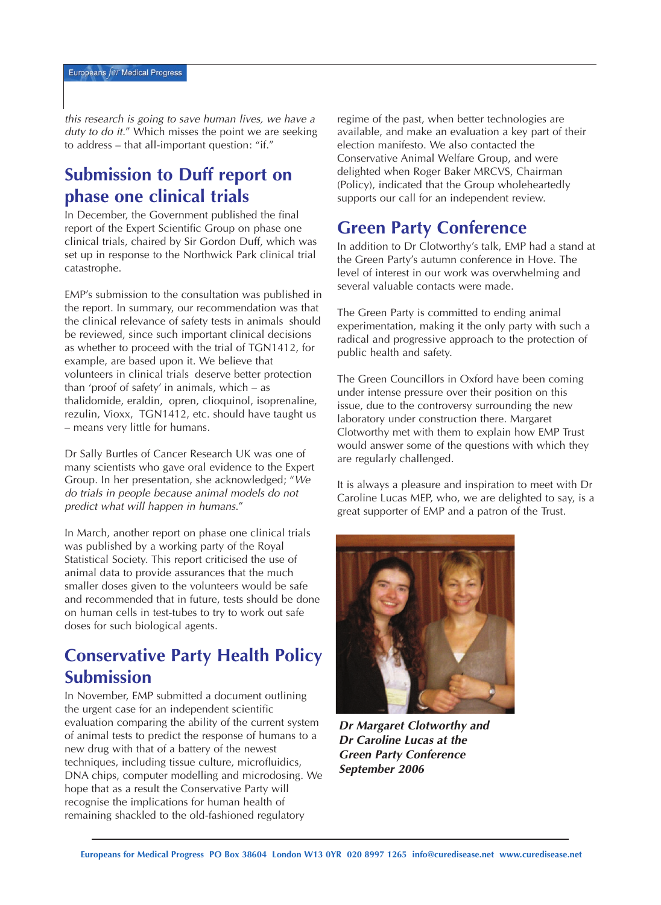*this research is going to save human lives, we have a duty to do it*." Which misses the point we are seeking to address – that all-important question: "if."

## Submission to Duff report on phase one clinical trials

In December, the Government published the final report of the Expert Scientific Group on phase one clinical trials, chaired by Sir Gordon Duff, which was set up in response to the Northwick Park clinical trial catastrophe.

EMP's submission to the consultation was published in the report. In summary, our recommendation was that the clinical relevance of safety tests in animals should be reviewed, since such important clinical decisions as whether to proceed with the trial of TGN1412, for example, are based upon it. We believe that volunteers in clinical trials deserve better protection than 'proof of safety' in animals, which – as thalidomide, eraldin, opren, clioquinol, isoprenaline, rezulin, Vioxx, TGN1412, etc. should have taught us – means very little for humans.

Dr Sally Burtles of Cancer Research UK was one of many scientists who gave oral evidence to the Expert Group. In her presentation, she acknowledged; "*We do trials in people because animal models do not predict what will happen in humans.*"

In March, another report on phase one clinical trials was published by a working party of the Royal Statistical Society. This report criticised the use of animal data to provide assurances that the much smaller doses given to the volunteers would be safe and recommended that in future, tests should be done on human cells in test-tubes to try to work out safe doses for such biological agents.

## Conservative Party Health Policy Submission

In November, EMP submitted a document outlining the urgent case for an independent scientific evaluation comparing the ability of the current system of animal tests to predict the response of humans to a new drug with that of a battery of the newest techniques, including tissue culture, microfluidics, DNA chips, computer modelling and microdosing. We hope that as a result the Conservative Party will recognise the implications for human health of remaining shackled to the old-fashioned regulatory regime of the past, when better technologies are available, and make an evaluation a key part of their election manifesto. We also contacted the Conservative Animal Welfare Group, and were delighted when Roger Baker MRCVS, Chairman (Policy), indicated that the Group wholeheartedly supports our call for an independent review.

## Green Party Conference

In addition to Dr Clotworthy's talk, EMP had a stand at the Green Party's autumn conference in Hove. The level of interest in our work was overwhelming and several valuable contacts were made.

The Green Party is committed to ending animal experimentation, making it the only party with such a radical and progressive approach to the protection of public health and safety.

The Green Councillors in Oxford have been coming under intense pressure over their position on this issue, due to the controversy surrounding the new laboratory under construction there. Margaret Clotworthy met with them to explain how EMP Trust would answer some of the questions with which they are regularly challenged.

It is always a pleasure and inspiration to meet with Dr Caroline Lucas MEP, who, we are delighted to say, is a great supporter of EMP and a patron of the Trust.

***Dr Margaret Clotworthy and Dr Caroline Lucas at the Green Party Conference September 2006***

**Europeans for Medical Progress PO Box 38604 London W13 0YR 020 8997 1265 info@curedisease.net www.curedisease.net**